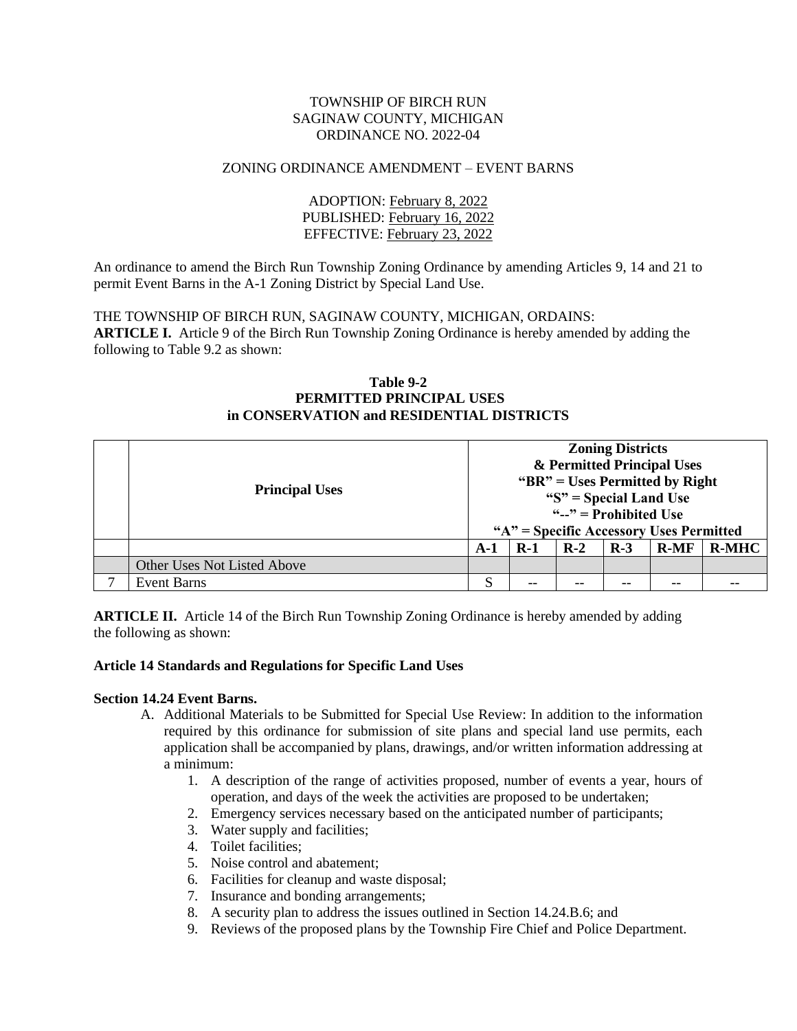TOWNSHIP OF BIRCH RUN
SAGINAW COUNTY, MICHIGAN
ORDINANCE NO. 2022-04

ZONING ORDINANCE AMENDMENT – EVENT BARNS

ADOPTION: February 8, 2022
PUBLISHED: February 16, 2022
EFFECTIVE: February 23, 2022

An ordinance to amend the Birch Run Township Zoning Ordinance by amending Articles 9, 14 and 21 to permit Event Barns in the A-1 Zoning District by Special Land Use.

THE TOWNSHIP OF BIRCH RUN, SAGINAW COUNTY, MICHIGAN, ORDAINS:

**ARTICLE I.** Article 9 of the Birch Run Township Zoning Ordinance is hereby amended by adding the following to Table 9.2 as shown:

**Table 9-2**
**PERMITTED PRINCIPAL USES**
**in CONSERVATION and RESIDENTIAL DISTRICTS**

| | **Principal Uses** | **Zoning Districts & Permitted Principal Uses "BR" = Uses Permitted by Right "S" = Special Land Use "--" = Prohibited Use "A" = Specific Accessory Uses Permitted** | | | | | |
|---|---|---|---|---|---|---|---|
| | | **A-1** | **R-1** | **R-2** | **R-3** | **R-MF** | **R-MHC** |
| | Other Uses Not Listed Above | | | | | | |
| 7 | Event Barns | S | -- | -- | -- | -- | -- |

**ARTICLE II.** Article 14 of the Birch Run Township Zoning Ordinance is hereby amended by adding the following as shown:

**Article 14 Standards and Regulations for Specific Land Uses**

**Section 14.24 Event Barns.**

A. Additional Materials to be Submitted for Special Use Review: In addition to the information required by this ordinance for submission of site plans and special land use permits, each application shall be accompanied by plans, drawings, and/or written information addressing at a minimum:

1. A description of the range of activities proposed, number of events a year, hours of operation, and days of the week the activities are proposed to be undertaken;
2. Emergency services necessary based on the anticipated number of participants;
3. Water supply and facilities;
4. Toilet facilities;
5. Noise control and abatement;
6. Facilities for cleanup and waste disposal;
7. Insurance and bonding arrangements;
8. A security plan to address the issues outlined in Section 14.24.B.6; and
9. Reviews of the proposed plans by the Township Fire Chief and Police Department.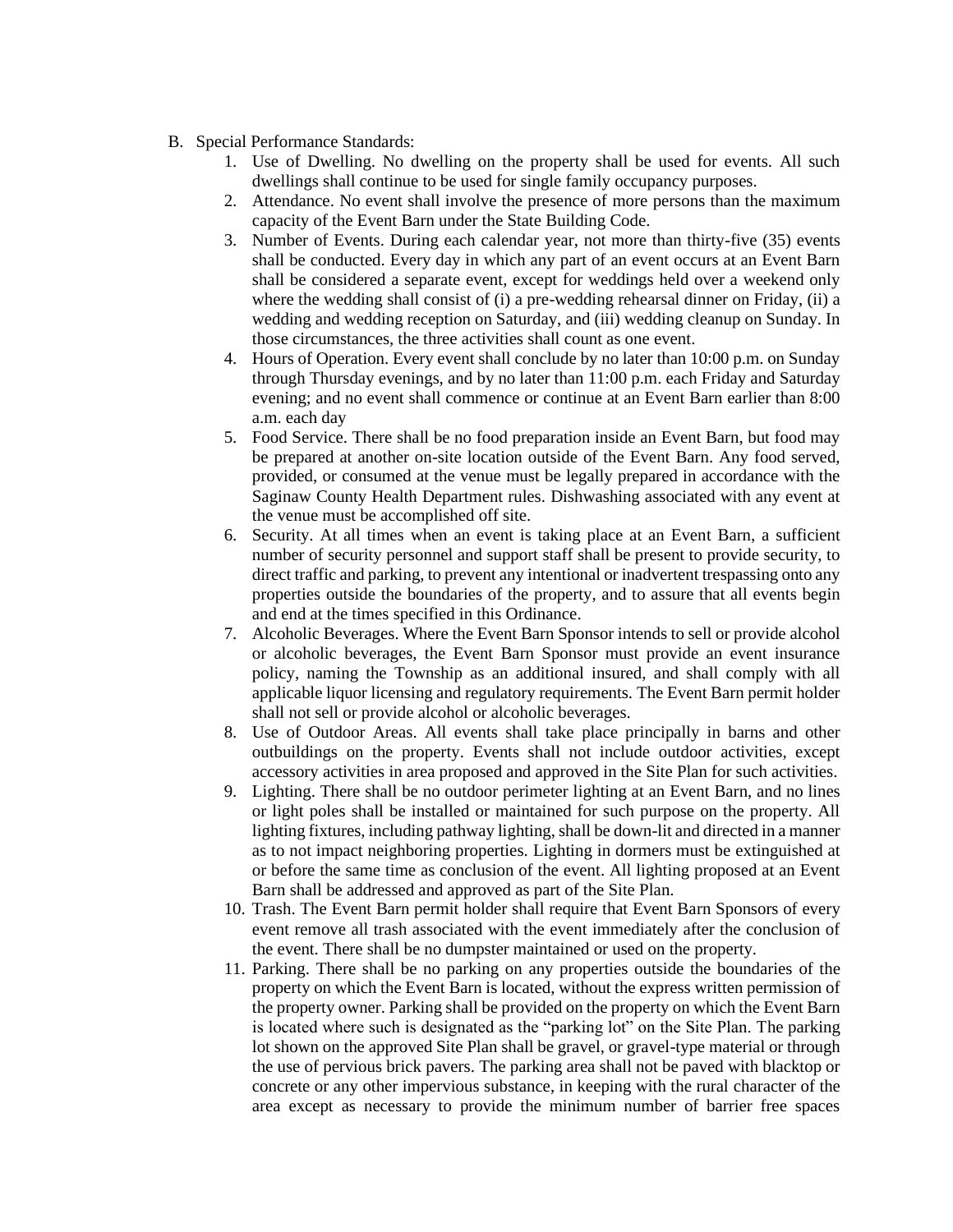B. Special Performance Standards:

1. Use of Dwelling. No dwelling on the property shall be used for events. All such dwellings shall continue to be used for single family occupancy purposes.
2. Attendance. No event shall involve the presence of more persons than the maximum capacity of the Event Barn under the State Building Code.
3. Number of Events. During each calendar year, not more than thirty-five (35) events shall be conducted. Every day in which any part of an event occurs at an Event Barn shall be considered a separate event, except for weddings held over a weekend only where the wedding shall consist of (i) a pre-wedding rehearsal dinner on Friday, (ii) a wedding and wedding reception on Saturday, and (iii) wedding cleanup on Sunday. In those circumstances, the three activities shall count as one event.
4. Hours of Operation. Every event shall conclude by no later than 10:00 p.m. on Sunday through Thursday evenings, and by no later than 11:00 p.m. each Friday and Saturday evening; and no event shall commence or continue at an Event Barn earlier than 8:00 a.m. each day
5. Food Service. There shall be no food preparation inside an Event Barn, but food may be prepared at another on-site location outside of the Event Barn. Any food served, provided, or consumed at the venue must be legally prepared in accordance with the Saginaw County Health Department rules. Dishwashing associated with any event at the venue must be accomplished off site.
6. Security. At all times when an event is taking place at an Event Barn, a sufficient number of security personnel and support staff shall be present to provide security, to direct traffic and parking, to prevent any intentional or inadvertent trespassing onto any properties outside the boundaries of the property, and to assure that all events begin and end at the times specified in this Ordinance.
7. Alcoholic Beverages. Where the Event Barn Sponsor intends to sell or provide alcohol or alcoholic beverages, the Event Barn Sponsor must provide an event insurance policy, naming the Township as an additional insured, and shall comply with all applicable liquor licensing and regulatory requirements. The Event Barn permit holder shall not sell or provide alcohol or alcoholic beverages.
8. Use of Outdoor Areas. All events shall take place principally in barns and other outbuildings on the property. Events shall not include outdoor activities, except accessory activities in area proposed and approved in the Site Plan for such activities.
9. Lighting. There shall be no outdoor perimeter lighting at an Event Barn, and no lines or light poles shall be installed or maintained for such purpose on the property. All lighting fixtures, including pathway lighting, shall be down-lit and directed in a manner as to not impact neighboring properties. Lighting in dormers must be extinguished at or before the same time as conclusion of the event. All lighting proposed at an Event Barn shall be addressed and approved as part of the Site Plan.
10. Trash. The Event Barn permit holder shall require that Event Barn Sponsors of every event remove all trash associated with the event immediately after the conclusion of the event. There shall be no dumpster maintained or used on the property.
11. Parking. There shall be no parking on any properties outside the boundaries of the property on which the Event Barn is located, without the express written permission of the property owner. Parking shall be provided on the property on which the Event Barn is located where such is designated as the "parking lot" on the Site Plan. The parking lot shown on the approved Site Plan shall be gravel, or gravel-type material or through the use of pervious brick pavers. The parking area shall not be paved with blacktop or concrete or any other impervious substance, in keeping with the rural character of the area except as necessary to provide the minimum number of barrier free spaces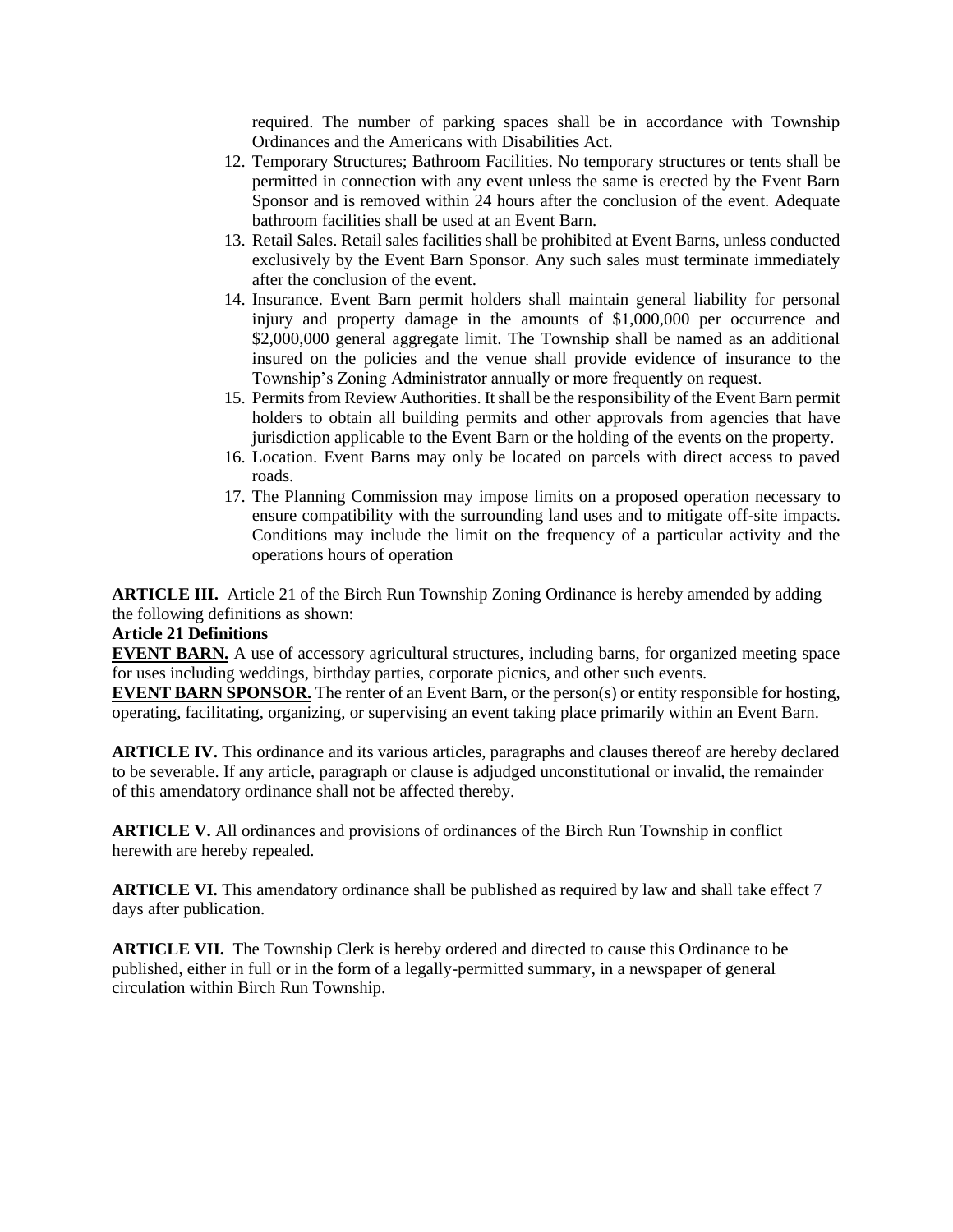required. The number of parking spaces shall be in accordance with Township Ordinances and the Americans with Disabilities Act.

12. Temporary Structures; Bathroom Facilities. No temporary structures or tents shall be permitted in connection with any event unless the same is erected by the Event Barn Sponsor and is removed within 24 hours after the conclusion of the event. Adequate bathroom facilities shall be used at an Event Barn.
13. Retail Sales. Retail sales facilities shall be prohibited at Event Barns, unless conducted exclusively by the Event Barn Sponsor. Any such sales must terminate immediately after the conclusion of the event.
14. Insurance. Event Barn permit holders shall maintain general liability for personal injury and property damage in the amounts of $1,000,000 per occurrence and $2,000,000 general aggregate limit. The Township shall be named as an additional insured on the policies and the venue shall provide evidence of insurance to the Township's Zoning Administrator annually or more frequently on request.
15. Permits from Review Authorities. It shall be the responsibility of the Event Barn permit holders to obtain all building permits and other approvals from agencies that have jurisdiction applicable to the Event Barn or the holding of the events on the property.
16. Location. Event Barns may only be located on parcels with direct access to paved roads.
17. The Planning Commission may impose limits on a proposed operation necessary to ensure compatibility with the surrounding land uses and to mitigate off-site impacts. Conditions may include the limit on the frequency of a particular activity and the operations hours of operation

**ARTICLE III.** Article 21 of the Birch Run Township Zoning Ordinance is hereby amended by adding the following definitions as shown:

**Article 21 Definitions**

**EVENT BARN.** A use of accessory agricultural structures, including barns, for organized meeting space for uses including weddings, birthday parties, corporate picnics, and other such events.

**EVENT BARN SPONSOR.** The renter of an Event Barn, or the person(s) or entity responsible for hosting, operating, facilitating, organizing, or supervising an event taking place primarily within an Event Barn.

**ARTICLE IV.** This ordinance and its various articles, paragraphs and clauses thereof are hereby declared to be severable. If any article, paragraph or clause is adjudged unconstitutional or invalid, the remainder of this amendatory ordinance shall not be affected thereby.

**ARTICLE V.** All ordinances and provisions of ordinances of the Birch Run Township in conflict herewith are hereby repealed.

**ARTICLE VI.** This amendatory ordinance shall be published as required by law and shall take effect 7 days after publication.

**ARTICLE VII.** The Township Clerk is hereby ordered and directed to cause this Ordinance to be published, either in full or in the form of a legally-permitted summary, in a newspaper of general circulation within Birch Run Township.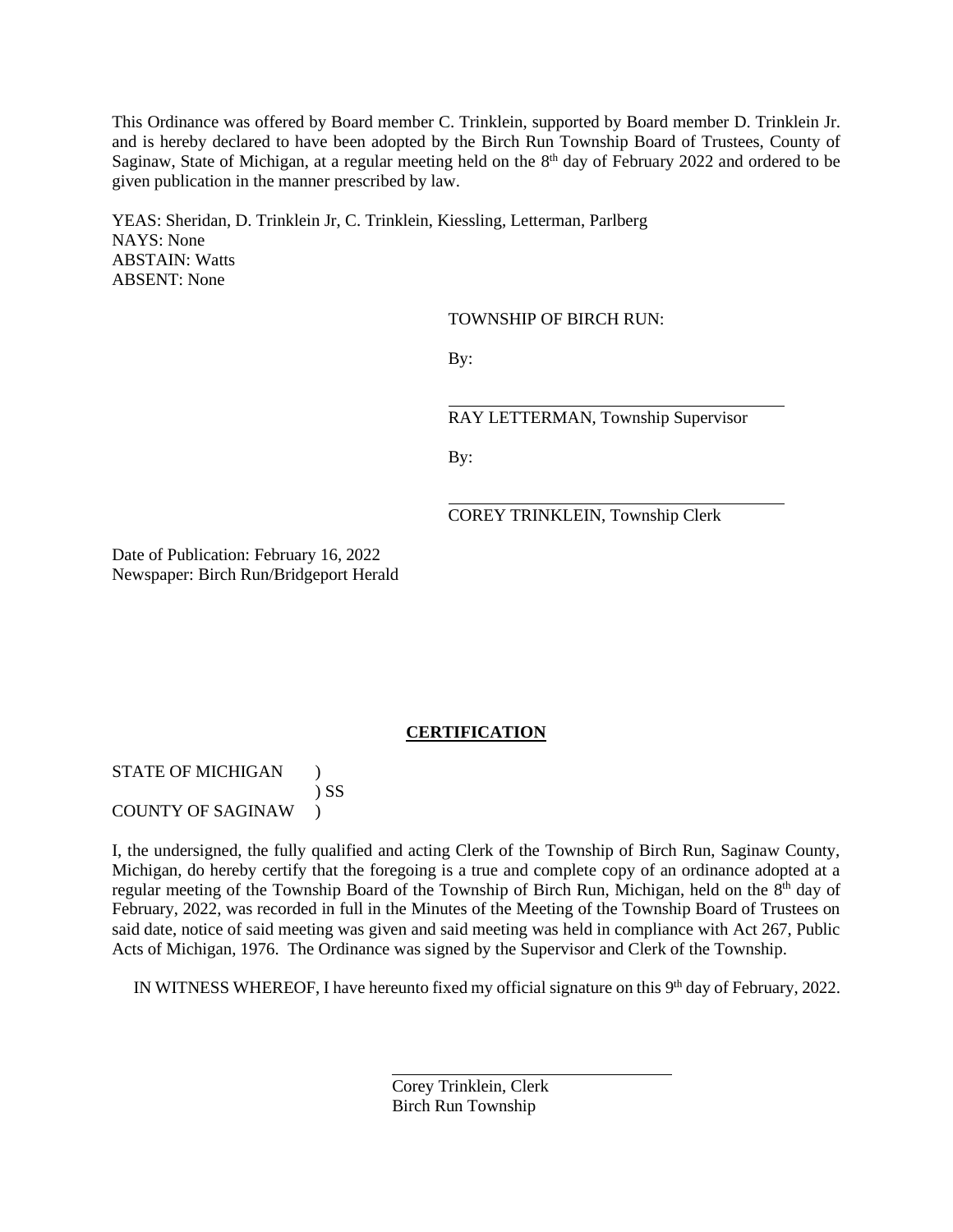This Ordinance was offered by Board member C. Trinklein, supported by Board member D. Trinklein Jr. and is hereby declared to have been adopted by the Birch Run Township Board of Trustees, County of Saginaw, State of Michigan, at a regular meeting held on the 8th day of February 2022 and ordered to be given publication in the manner prescribed by law.

YEAS: Sheridan, D. Trinklein Jr, C. Trinklein, Kiessling, Letterman, Parlberg
NAYS: None
ABSTAIN: Watts
ABSENT: None

TOWNSHIP OF BIRCH RUN:

By:

______________________________
RAY LETTERMAN, Township Supervisor

By:

______________________________
COREY TRINKLEIN, Township Clerk

Date of Publication: February 16, 2022
Newspaper: Birch Run/Bridgeport Herald

## CERTIFICATION

STATE OF MICHIGAN )
) SS
COUNTY OF SAGINAW )

I, the undersigned, the fully qualified and acting Clerk of the Township of Birch Run, Saginaw County, Michigan, do hereby certify that the foregoing is a true and complete copy of an ordinance adopted at a regular meeting of the Township Board of the Township of Birch Run, Michigan, held on the 8th day of February, 2022, was recorded in full in the Minutes of the Meeting of the Township Board of Trustees on said date, notice of said meeting was given and said meeting was held in compliance with Act 267, Public Acts of Michigan, 1976. The Ordinance was signed by the Supervisor and Clerk of the Township.

IN WITNESS WHEREOF, I have hereunto fixed my official signature on this 9th day of February, 2022.

______________________________
Corey Trinklein, Clerk
Birch Run Township